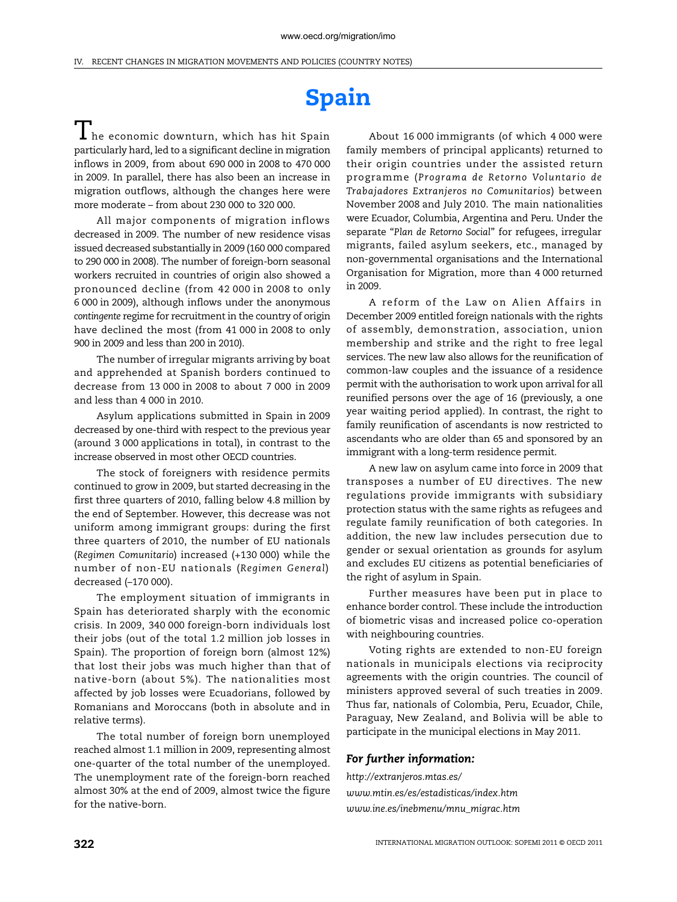# Spain

The economic downturn, which has hit Spain particularly hard, led to a significant decline in migration inflows in 2009, from about 690 000 in 2008 to 470 000 in 2009. In parallel, there has also been an increase in migration outflows, although the changes here were more moderate – from about 230 000 to 320 000.

All major components of migration inflows decreased in 2009. The number of new residence visas issued decreased substantially in 2009 (160 000 compared to 290 000 in 2008). The number of foreign-born seasonal workers recruited in countries of origin also showed a pronounced decline (from 42 000 in 2008 to only 6 000 in 2009), although inflows under the anonymous *contingente* regime for recruitment in the country of origin have declined the most (from 41 000 in 2008 to only 900 in 2009 and less than 200 in 2010).

The number of irregular migrants arriving by boat and apprehended at Spanish borders continued to decrease from 13 000 in 2008 to about 7 000 in 2009 and less than 4 000 in 2010.

Asylum applications submitted in Spain in 2009 decreased by one-third with respect to the previous year (around 3 000 applications in total), in contrast to the increase observed in most other OECD countries.

The stock of foreigners with residence permits continued to grow in 2009, but started decreasing in the first three quarters of 2010, falling below 4.8 million by the end of September. However, this decrease was not uniform among immigrant groups: during the first three quarters of 2010, the number of EU nationals (*Regimen Comunitario*) increased (+130 000) while the number of non-EU nationals (*Regimen General*) decreased (–170 000).

The employment situation of immigrants in Spain has deteriorated sharply with the economic crisis. In 2009, 340 000 foreign-born individuals lost their jobs (out of the total 1.2 million job losses in Spain). The proportion of foreign born (almost 12%) that lost their jobs was much higher than that of native-born (about 5%). The nationalities most affected by job losses were Ecuadorians, followed by Romanians and Moroccans (both in absolute and in relative terms).

The total number of foreign born unemployed reached almost 1.1 million in 2009, representing almost one-quarter of the total number of the unemployed. The unemployment rate of the foreign-born reached almost 30% at the end of 2009, almost twice the figure for the native-born.

About 16 000 immigrants (of which 4 000 were family members of principal applicants) returned to their origin countries under the assisted return programme (*Programa de Retorno Voluntario de Trabajadores Extranjeros no Comunitarios*) between November 2008 and July 2010. The main nationalities were Ecuador, Columbia, Argentina and Peru. Under the separate "*Plan de Retorno Social*" for refugees, irregular migrants, failed asylum seekers, etc., managed by non-governmental organisations and the International Organisation for Migration, more than 4 000 returned in 2009.

A reform of the Law on Alien Affairs in December 2009 entitled foreign nationals with the rights of assembly, demonstration, association, union membership and strike and the right to free legal services. The new law also allows for the reunification of common-law couples and the issuance of a residence permit with the authorisation to work upon arrival for all reunified persons over the age of 16 (previously, a one year waiting period applied). In contrast, the right to family reunification of ascendants is now restricted to ascendants who are older than 65 and sponsored by an immigrant with a long-term residence permit.

A new law on asylum came into force in 2009 that transposes a number of EU directives. The new regulations provide immigrants with subsidiary protection status with the same rights as refugees and regulate family reunification of both categories. In addition, the new law includes persecution due to gender or sexual orientation as grounds for asylum and excludes EU citizens as potential beneficiaries of the right of asylum in Spain.

Further measures have been put in place to enhance border control. These include the introduction of biometric visas and increased police co-operation with neighbouring countries.

Voting rights are extended to non-EU foreign nationals in municipals elections via reciprocity agreements with the origin countries. The council of ministers approved several of such treaties in 2009. Thus far, nationals of Colombia, Peru, Ecuador, Chile, Paraguay, New Zealand, and Bolivia will be able to participate in the municipal elections in May 2011.

### *For further information:*

*http://extranjeros.mtas.es/*

*www.mtin.es/es/estadisticas/index.htm*

*www.ine.es/inebmenu/mnu_migrac.htm*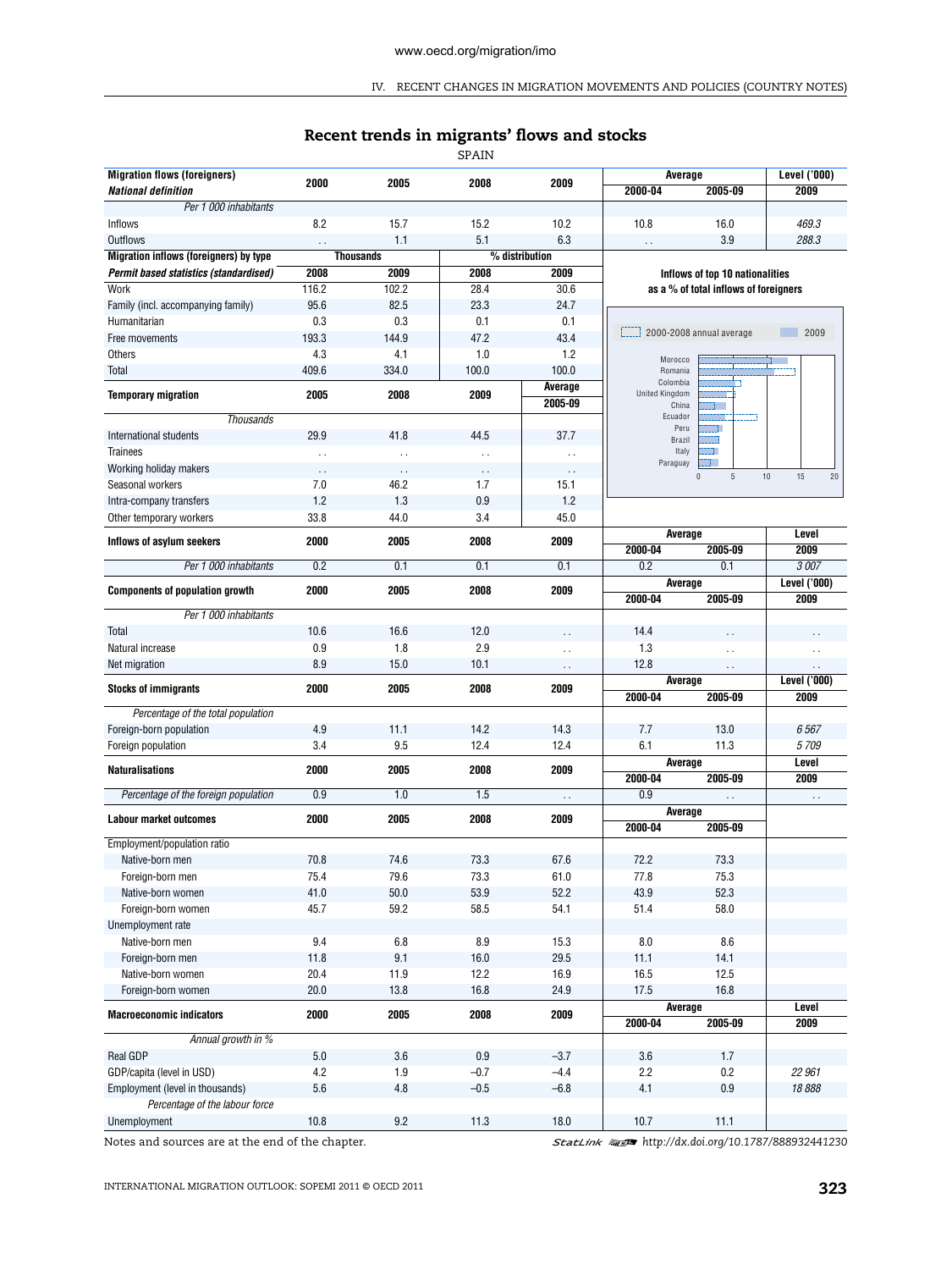## Recent trends in migrants' flows and stocks

SPAIN

| Migration flows (foreigners) *National definition* | 2000 | 2005 | 2008 | 2009 | Average 2000-04 | Average 2005-09 | Level ('000) 2009 |
|---|---|---|---|---|---|---|---|
| *Per 1 000 inhabitants* | | | | | | | |
| Inflows | 8.2 | 15.7 | 15.2 | 10.2 | 10.8 | 16.0 | *469.3* |
| Outflows | . . | 1.1 | 5.1 | 6.3 | . . | 3.9 | *288.3* |

| Migration inflows (foreigners) by type *Permit based statistics (standardised)* | Thousands 2008 | Thousands 2009 | % distribution 2008 | % distribution 2009 |
|---|---|---|---|---|
| Work | 116.2 | 102.2 | 28.4 | 30.6 |
| Family (incl. accompanying family) | 95.6 | 82.5 | 23.3 | 24.7 |
| Humanitarian | 0.3 | 0.3 | 0.1 | 0.1 |
| Free movements | 193.3 | 144.9 | 47.2 | 43.4 |
| Others | 4.3 | 4.1 | 1.0 | 1.2 |
| Total | 409.6 | 334.0 | 100.0 | 100.0 |

Inflows of top 10 nationalities as a % of total inflows of foreigners

2000-2008 annual average
2009

Morocco
Romania
Colombia
United Kingdom
China
Ecuador
Peru
Brazil
Italy
Paraguay

0 5 10 15 20

| Temporary migration | 2005 | 2008 | 2009 | Average 2005-09 |
|---|---|---|---|---|
| *Thousands* | | | | |
| International students | 29.9 | 41.8 | 44.5 | 37.7 |
| Trainees | . . | . . | . . | . . |
| Working holiday makers | . . | . . | . . | . . |
| Seasonal workers | 7.0 | 46.2 | 1.7 | 15.1 |
| Intra-company transfers | 1.2 | 1.3 | 0.9 | 1.2 |
| Other temporary workers | 33.8 | 44.0 | 3.4 | 45.0 |

| Inflows of asylum seekers | 2000 | 2005 | 2008 | 2009 | Average 2000-04 | Average 2005-09 | Level 2009 |
|---|---|---|---|---|---|---|---|
| *Per 1 000 inhabitants* | 0.2 | 0.1 | 0.1 | 0.1 | 0.2 | 0.1 | *3 007* |

| Components of population growth | 2000 | 2005 | 2008 | 2009 | Average 2000-04 | Average 2005-09 | Level ('000) 2009 |
|---|---|---|---|---|---|---|---|
| *Per 1 000 inhabitants* | | | | | | | |
| Total | 10.6 | 16.6 | 12.0 | . . | 14.4 | . . | . . |
| Natural increase | 0.9 | 1.8 | 2.9 | . . | 1.3 | . . | . . |
| Net migration | 8.9 | 15.0 | 10.1 | . . | 12.8 | . . | . . |

| Stocks of immigrants | 2000 | 2005 | 2008 | 2009 | Average 2000-04 | Average 2005-09 | Level ('000) 2009 |
|---|---|---|---|---|---|---|---|
| *Percentage of the total population* | | | | | | | |
| Foreign-born population | 4.9 | 11.1 | 14.2 | 14.3 | 7.7 | 13.0 | *6 567* |
| Foreign population | 3.4 | 9.5 | 12.4 | 12.4 | 6.1 | 11.3 | *5 709* |

| Naturalisations | 2000 | 2005 | 2008 | 2009 | Average 2000-04 | Average 2005-09 | Level 2009 |
|---|---|---|---|---|---|---|---|
| *Percentage of the foreign population* | 0.9 | 1.0 | 1.5 | . . | 0.9 | . . | . . |

| Labour market outcomes | 2000 | 2005 | 2008 | 2009 | Average 2000-04 | Average 2005-09 |
|---|---|---|---|---|---|---|
| Employment/population ratio | | | | | | |
| Native-born men | 70.8 | 74.6 | 73.3 | 67.6 | 72.2 | 73.3 |
| Foreign-born men | 75.4 | 79.6 | 73.3 | 61.0 | 77.8 | 75.3 |
| Native-born women | 41.0 | 50.0 | 53.9 | 52.2 | 43.9 | 52.3 |
| Foreign-born women | 45.7 | 59.2 | 58.5 | 54.1 | 51.4 | 58.0 |
| Unemployment rate | | | | | | |
| Native-born men | 9.4 | 6.8 | 8.9 | 15.3 | 8.0 | 8.6 |
| Foreign-born men | 11.8 | 9.1 | 16.0 | 29.5 | 11.1 | 14.1 |
| Native-born women | 20.4 | 11.9 | 12.2 | 16.9 | 16.5 | 12.5 |
| Foreign-born women | 20.0 | 13.8 | 16.8 | 24.9 | 17.5 | 16.8 |

| Macroeconomic indicators | 2000 | 2005 | 2008 | 2009 | Average 2000-04 | Average 2005-09 | Level 2009 |
|---|---|---|---|---|---|---|---|
| *Annual growth in %* | | | | | | | |
| Real GDP | 5.0 | 3.6 | 0.9 | −3.7 | 3.6 | 1.7 | |
| GDP/capita (level in USD) | 4.2 | 1.9 | −0.7 | −4.4 | 2.2 | 0.2 | *22 961* |
| Employment (level in thousands) | 5.6 | 4.8 | −0.5 | −6.8 | 4.1 | 0.9 | *18 888* |
| *Percentage of the labour force* | | | | | | | |
| Unemployment | 10.8 | 9.2 | 11.3 | 18.0 | 10.7 | 11.1 | |

Notes and sources are at the end of the chapter.

StatLink http://dx.doi.org/10.1787/888932441230